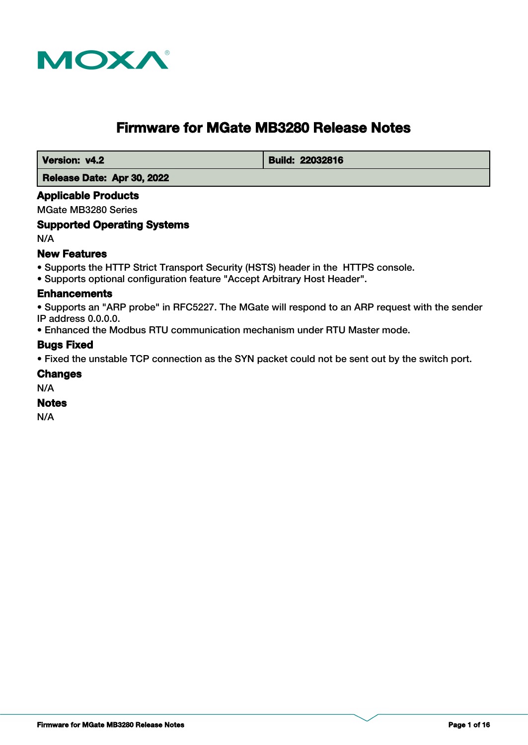# Firmware for MGate MB3280 Release Notes

| Version: v4.2 | Build: 22032816 |
|---|---|
| Release Date: Apr 30, 2022 | |

### Applicable Products

MGate MB3280 Series

### Supported Operating Systems

N/A

### New Features

- Supports the HTTP Strict Transport Security (HSTS) header in the HTTPS console.
- Supports optional configuration feature "Accept Arbitrary Host Header".

### Enhancements

- Supports an "ARP probe" in RFC5227. The MGate will respond to an ARP request with the sender IP address 0.0.0.0.
- Enhanced the Modbus RTU communication mechanism under RTU Master mode.

### Bugs Fixed

- Fixed the unstable TCP connection as the SYN packet could not be sent out by the switch port.

### Changes

N/A

### Notes

N/A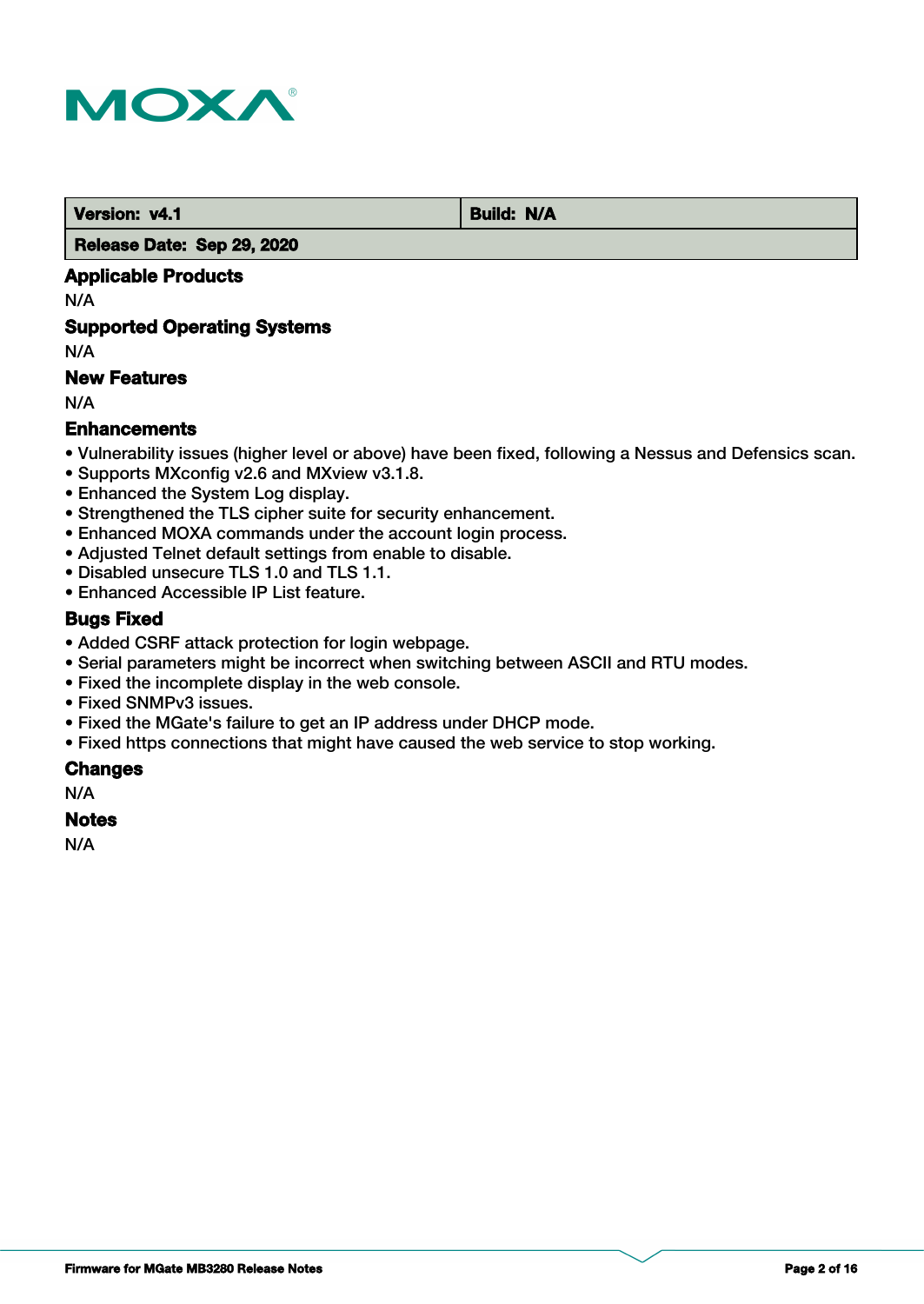| Version: v4.1 | Build: N/A |
| --- | --- |
| Release Date: Sep 29, 2020 | |

### Applicable Products

N/A

### Supported Operating Systems

N/A

### New Features

N/A

### Enhancements

- Vulnerability issues (higher level or above) have been fixed, following a Nessus and Defensics scan.
- Supports MXconfig v2.6 and MXview v3.1.8.
- Enhanced the System Log display.
- Strengthened the TLS cipher suite for security enhancement.
- Enhanced MOXA commands under the account login process.
- Adjusted Telnet default settings from enable to disable.
- Disabled unsecure TLS 1.0 and TLS 1.1.
- Enhanced Accessible IP List feature.

### Bugs Fixed

- Added CSRF attack protection for login webpage.
- Serial parameters might be incorrect when switching between ASCII and RTU modes.
- Fixed the incomplete display in the web console.
- Fixed SNMPv3 issues.
- Fixed the MGate's failure to get an IP address under DHCP mode.
- Fixed https connections that might have caused the web service to stop working.

### Changes

N/A

### Notes

N/A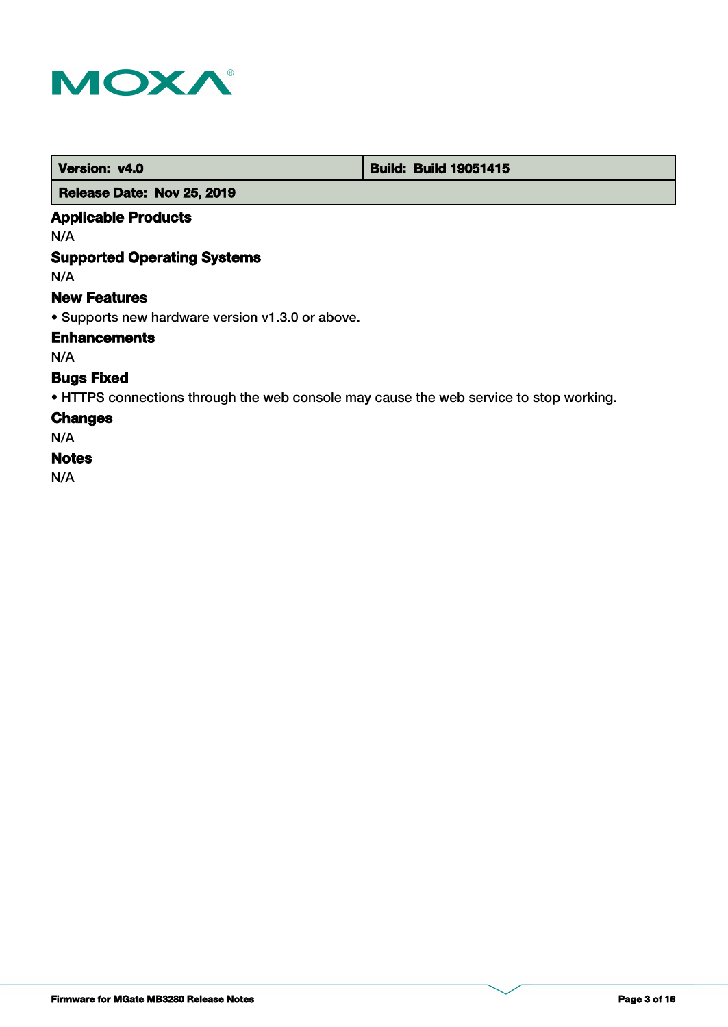| Version: v4.0 | Build: Build 19051415 |
| --- | --- |
| Release Date: Nov 25, 2019 | |

### Applicable Products

N/A

### Supported Operating Systems

N/A

### New Features

- Supports new hardware version v1.3.0 or above.

### Enhancements

N/A

### Bugs Fixed

- HTTPS connections through the web console may cause the web service to stop working.

### Changes

N/A

### Notes

N/A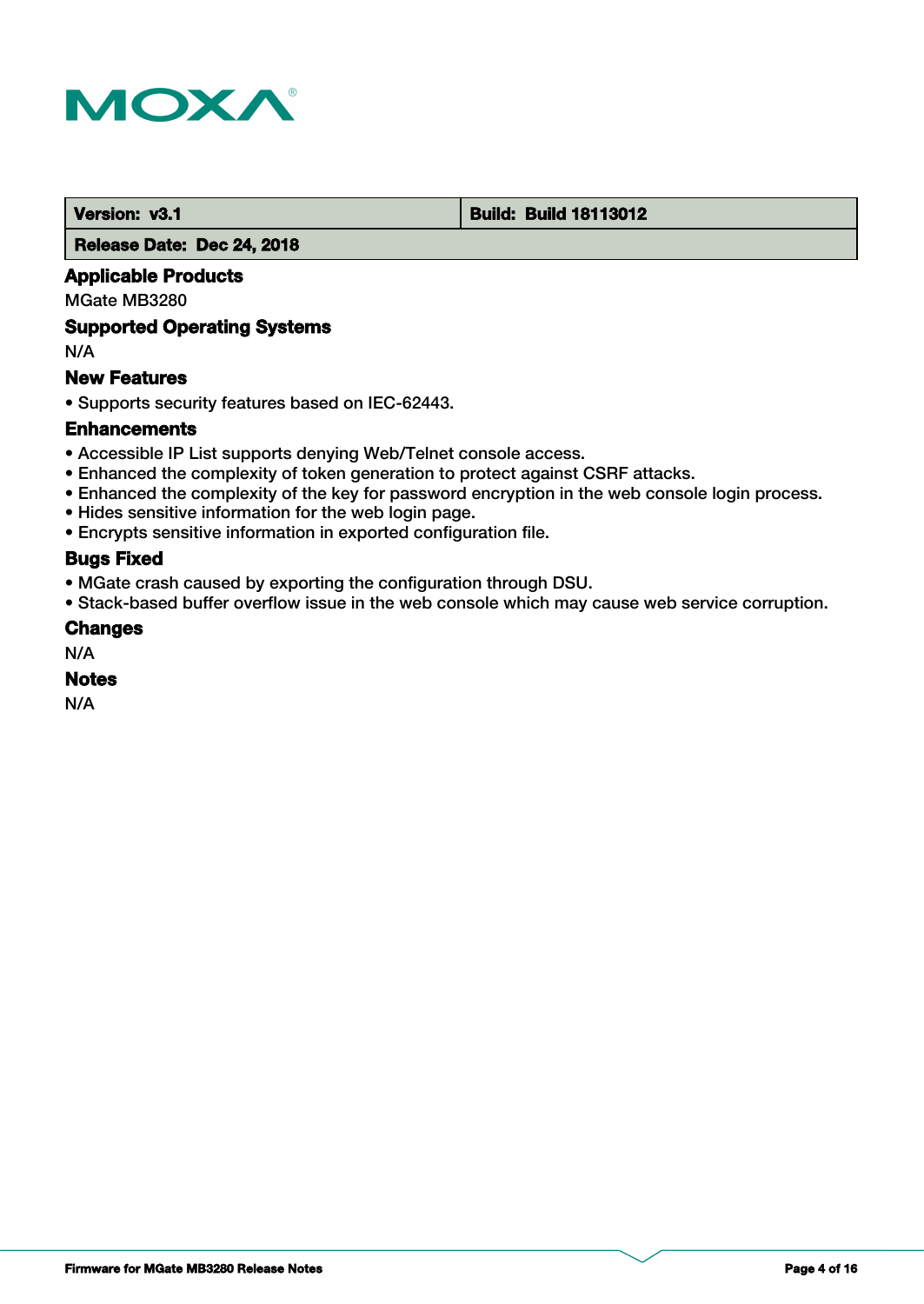| **Version: v3.1** | **Build: Build 18113012** |
|---|---|
| **Release Date: Dec 24, 2018** | |

### Applicable Products

MGate MB3280

### Supported Operating Systems

N/A

### New Features

- Supports security features based on IEC-62443.

### Enhancements

- Accessible IP List supports denying Web/Telnet console access.
- Enhanced the complexity of token generation to protect against CSRF attacks.
- Enhanced the complexity of the key for password encryption in the web console login process.
- Hides sensitive information for the web login page.
- Encrypts sensitive information in exported configuration file.

### Bugs Fixed

- MGate crash caused by exporting the configuration through DSU.
- Stack-based buffer overflow issue in the web console which may cause web service corruption.

### Changes

N/A

### Notes

N/A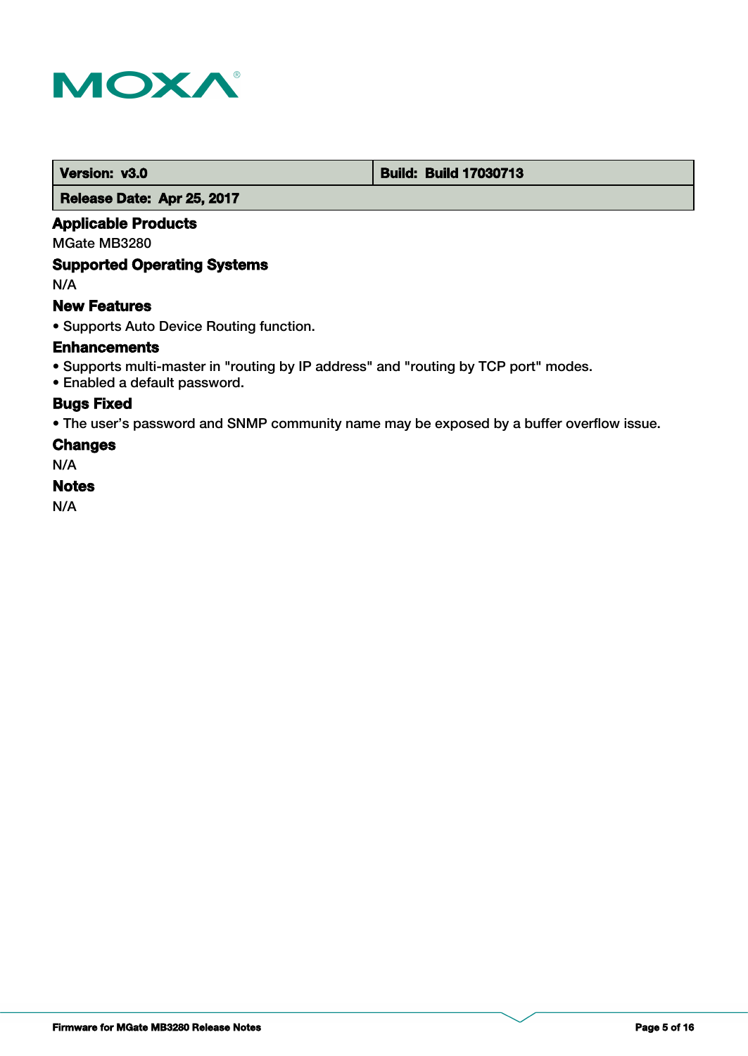| Version: v3.0 | Build: Build 17030713 |
| --- | --- |
| Release Date: Apr 25, 2017 | |

### Applicable Products

MGate MB3280

### Supported Operating Systems

N/A

### New Features

- Supports Auto Device Routing function.

### Enhancements

- Supports multi-master in "routing by IP address" and "routing by TCP port" modes.
- Enabled a default password.

### Bugs Fixed

- The user’s password and SNMP community name may be exposed by a buffer overflow issue.

### Changes

N/A

### Notes

N/A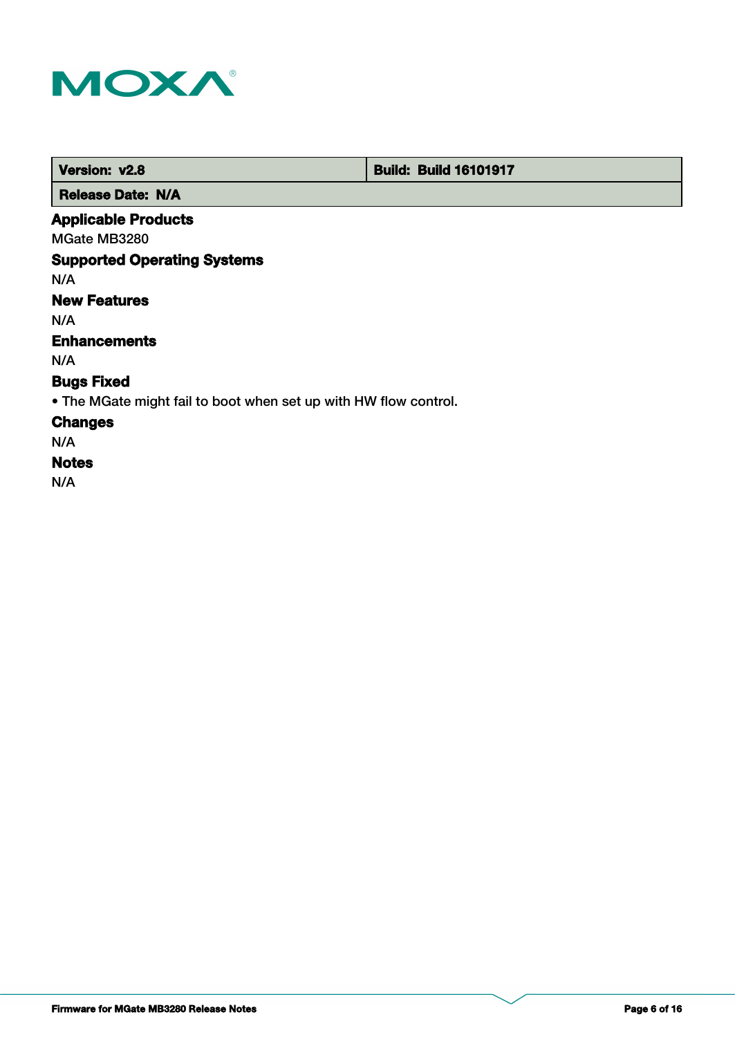| **Version: v2.8** | **Build: Build 16101917** |
| --- | --- |
| **Release Date: N/A** | |

**Applicable Products**

MGate MB3280

**Supported Operating Systems**

N/A

**New Features**

N/A

**Enhancements**

N/A

**Bugs Fixed**

- The MGate might fail to boot when set up with HW flow control.

**Changes**

N/A

**Notes**

N/A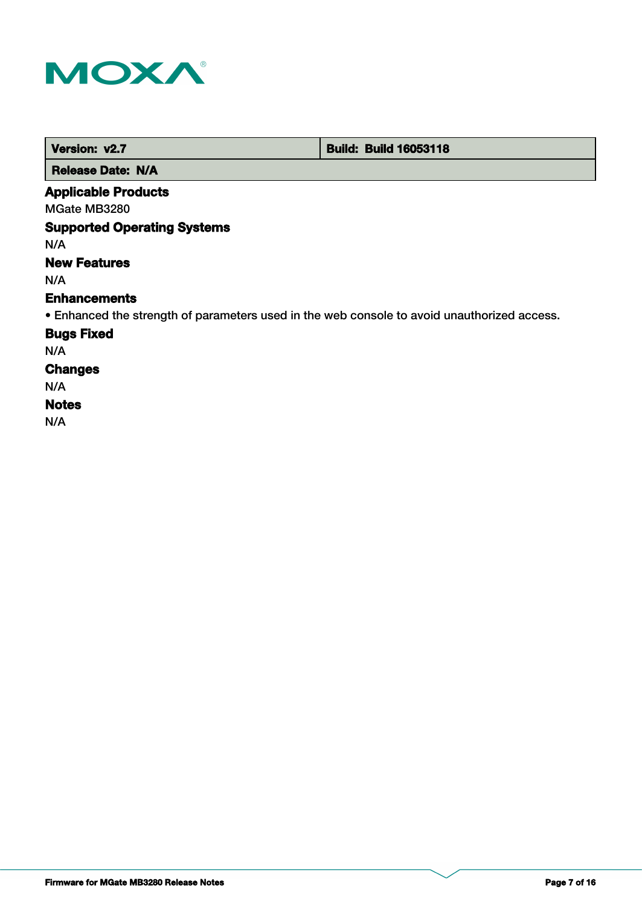| Version: v2.7 | Build: Build 16053118 |
| --- | --- |
| Release Date: N/A | |

### Applicable Products

MGate MB3280

### Supported Operating Systems

N/A

### New Features

N/A

### Enhancements

- Enhanced the strength of parameters used in the web console to avoid unauthorized access.

### Bugs Fixed

N/A

### Changes

N/A

### Notes

N/A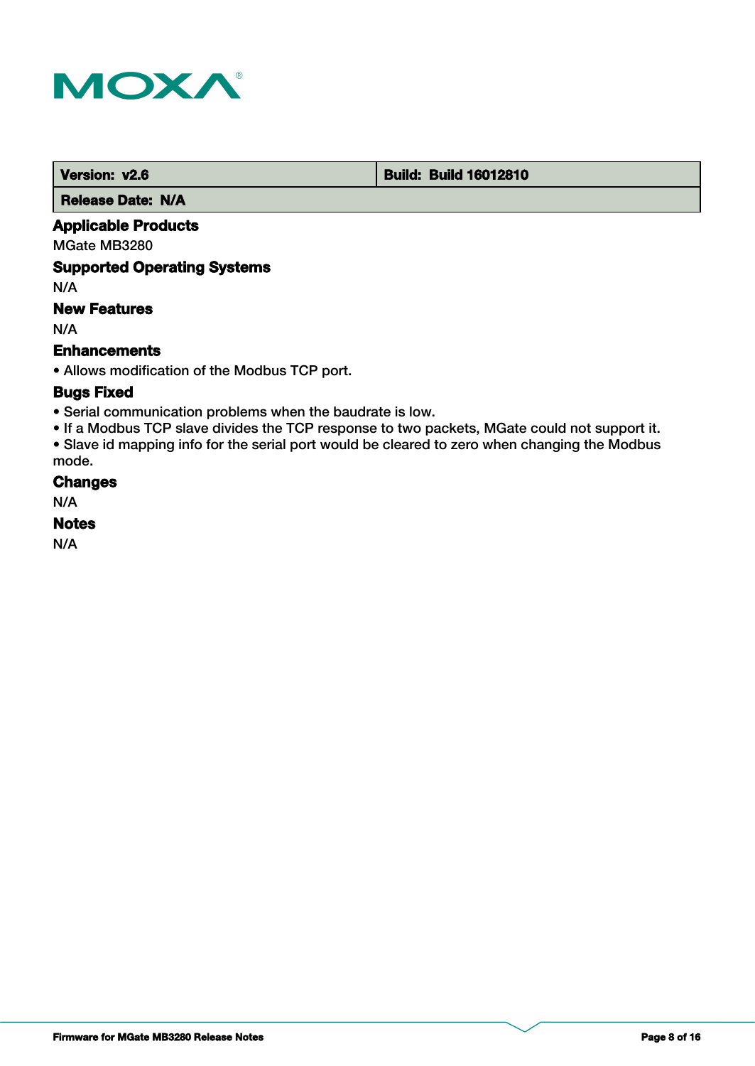| **Version:** v2.6 | **Build:** Build 16012810 |
| --- | --- |
| **Release Date:** N/A | |

### Applicable Products

MGate MB3280

### Supported Operating Systems

N/A

### New Features

N/A

### Enhancements

- Allows modification of the Modbus TCP port.

### Bugs Fixed

- Serial communication problems when the baudrate is low.
- If a Modbus TCP slave divides the TCP response to two packets, MGate could not support it.
- Slave id mapping info for the serial port would be cleared to zero when changing the Modbus mode.

### Changes

N/A

### Notes

N/A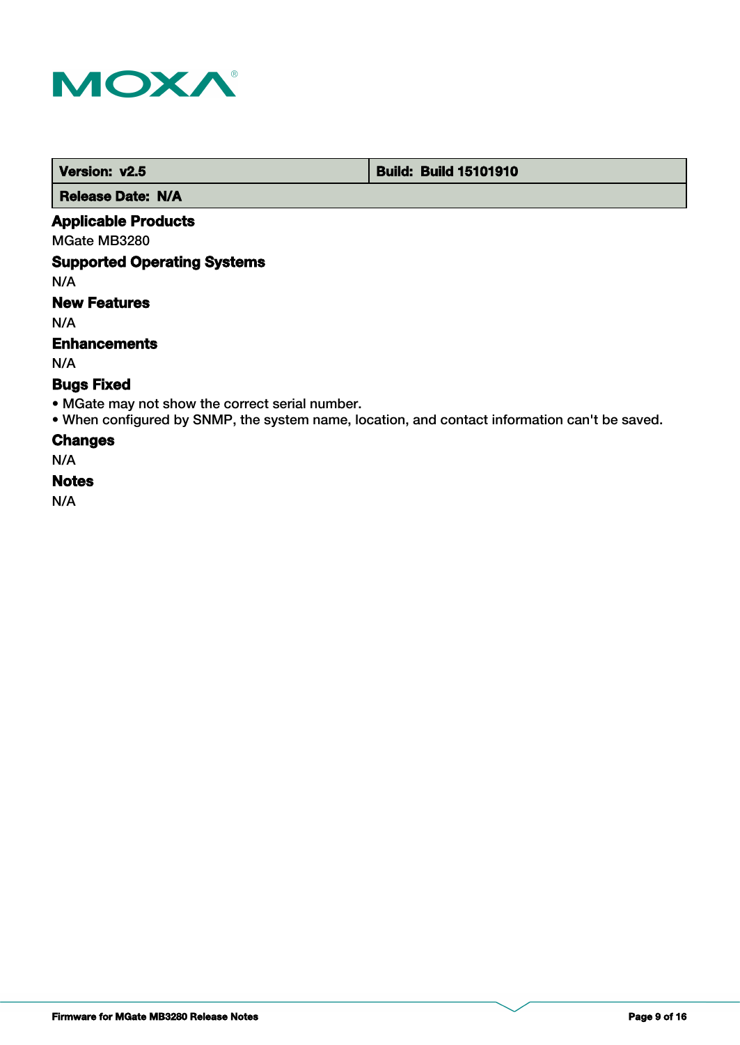| Version: v2.5 | Build: Build 15101910 |
| --- | --- |
| Release Date: N/A | |

### Applicable Products

MGate MB3280

### Supported Operating Systems

N/A

### New Features

N/A

### Enhancements

N/A

### Bugs Fixed

- MGate may not show the correct serial number.
- When configured by SNMP, the system name, location, and contact information can't be saved.

### Changes

N/A

### Notes

N/A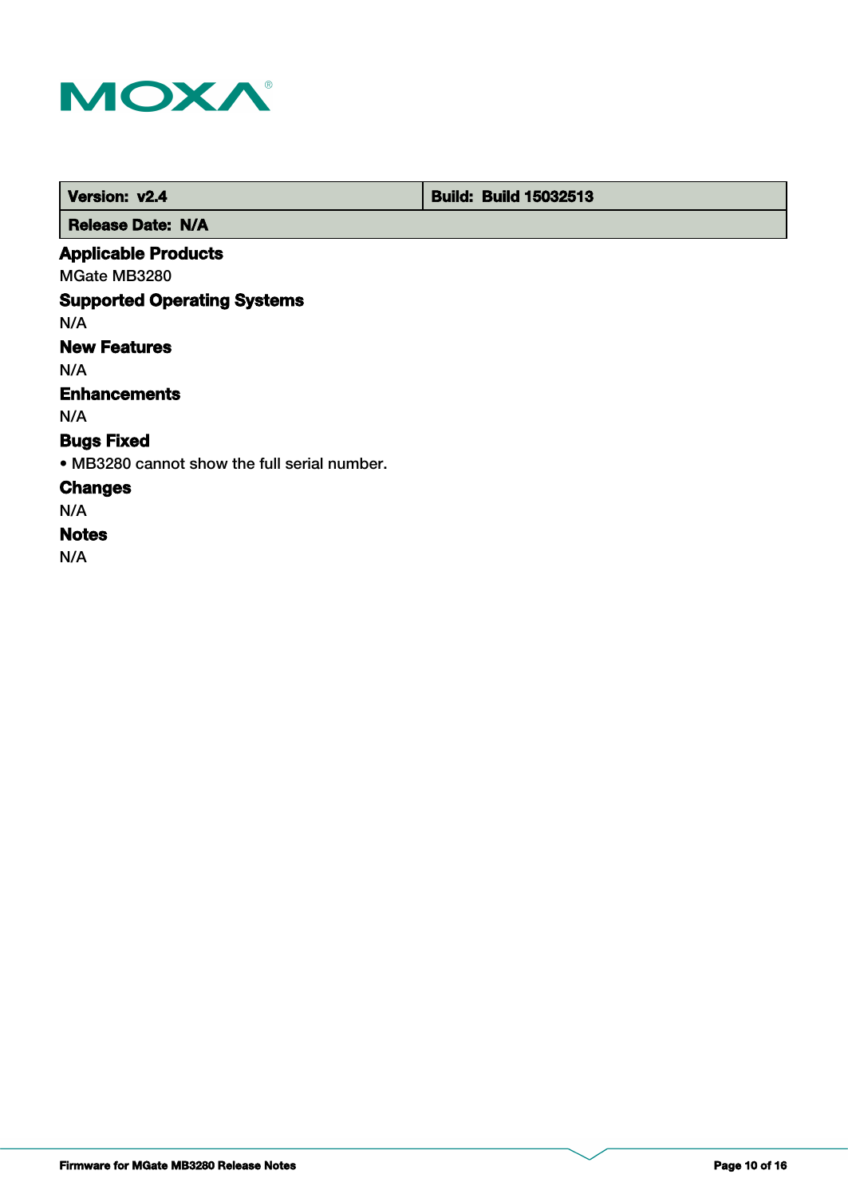| Version: v2.4 | Build: Build 15032513 |
| --- | --- |
| Release Date: N/A | |

### Applicable Products

MGate MB3280

### Supported Operating Systems

N/A

### New Features

N/A

### Enhancements

N/A

### Bugs Fixed

- MB3280 cannot show the full serial number.

### Changes

N/A

### Notes

N/A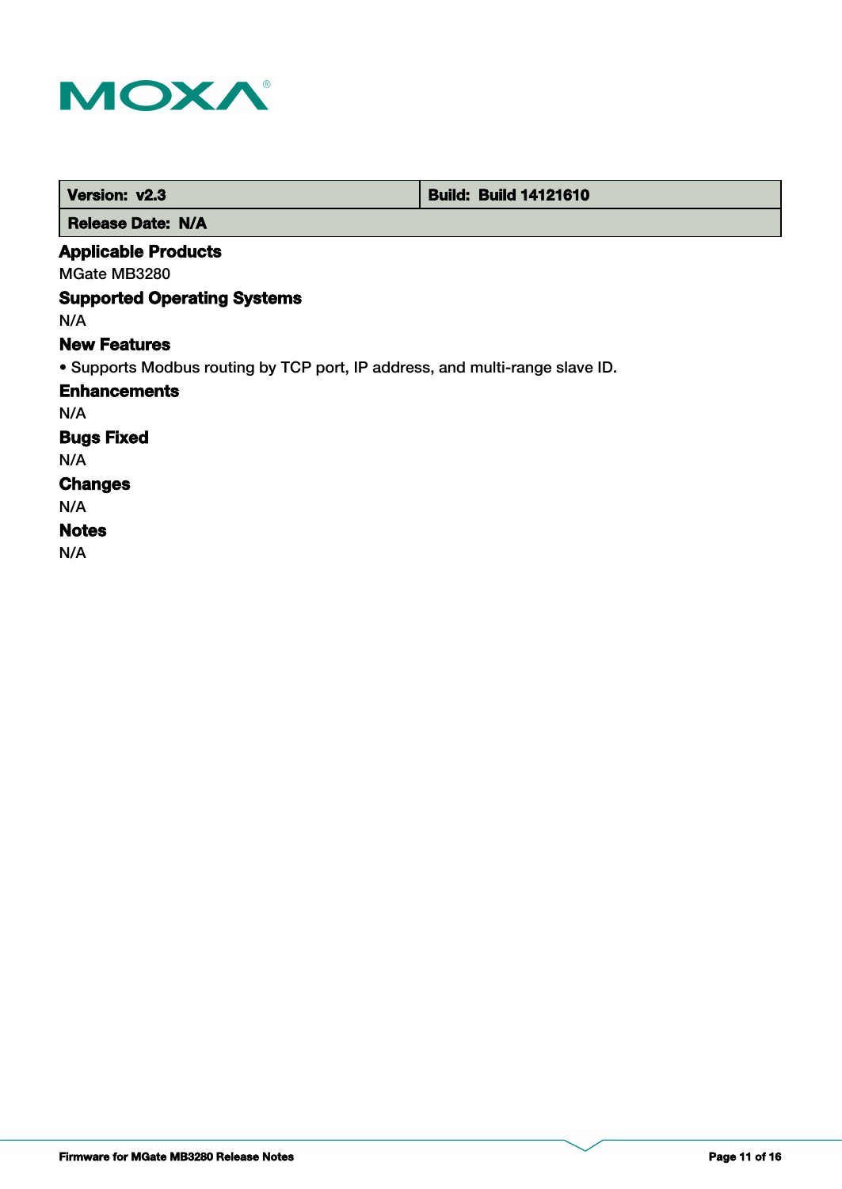| Version: v2.3 | Build: Build 14121610 |
| --- | --- |
| Release Date: N/A | |

**Applicable Products**

MGate MB3280

**Supported Operating Systems**

N/A

**New Features**

- Supports Modbus routing by TCP port, IP address, and multi-range slave ID.

**Enhancements**

N/A

**Bugs Fixed**

N/A

**Changes**

N/A

**Notes**

N/A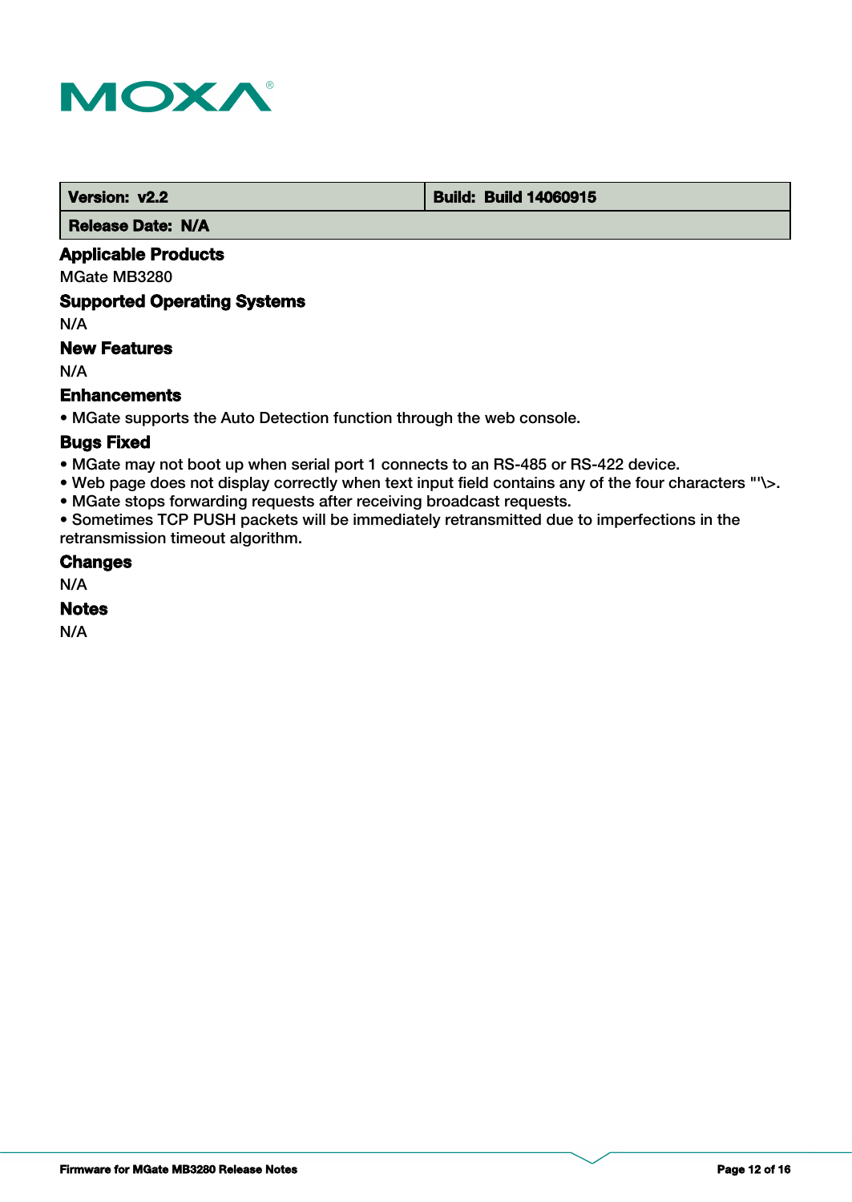| Version: v2.2 | Build: Build 14060915 |
| --- | --- |
| Release Date: N/A | |

### Applicable Products

MGate MB3280

### Supported Operating Systems

N/A

### New Features

N/A

### Enhancements

• MGate supports the Auto Detection function through the web console.

### Bugs Fixed

• MGate may not boot up when serial port 1 connects to an RS-485 or RS-422 device.
• Web page does not display correctly when text input field contains any of the four characters "'\>.
• MGate stops forwarding requests after receiving broadcast requests.
• Sometimes TCP PUSH packets will be immediately retransmitted due to imperfections in the retransmission timeout algorithm.

### Changes

N/A

### Notes

N/A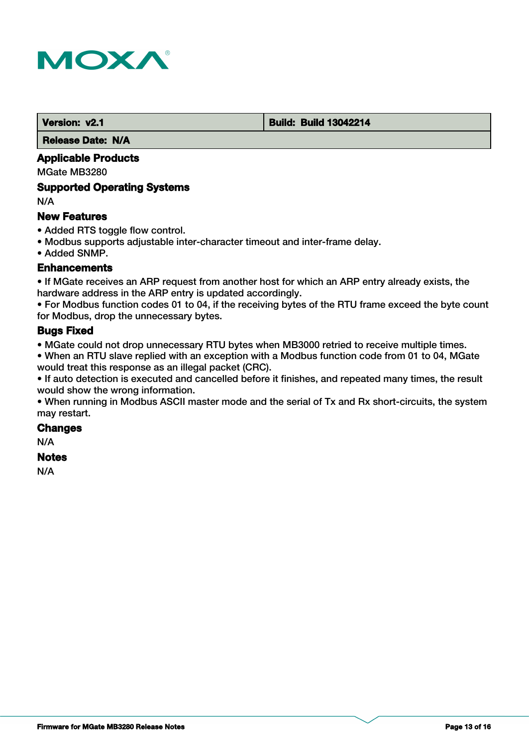| Version: v2.1 | Build: Build 13042214 |
| --- | --- |
| Release Date: N/A | |

### Applicable Products

MGate MB3280

### Supported Operating Systems

N/A

### New Features

- Added RTS toggle flow control.
- Modbus supports adjustable inter-character timeout and inter-frame delay.
- Added SNMP.

### Enhancements

- If MGate receives an ARP request from another host for which an ARP entry already exists, the hardware address in the ARP entry is updated accordingly.
- For Modbus function codes 01 to 04, if the receiving bytes of the RTU frame exceed the byte count for Modbus, drop the unnecessary bytes.

### Bugs Fixed

- MGate could not drop unnecessary RTU bytes when MB3000 retried to receive multiple times.
- When an RTU slave replied with an exception with a Modbus function code from 01 to 04, MGate would treat this response as an illegal packet (CRC).
- If auto detection is executed and cancelled before it finishes, and repeated many times, the result would show the wrong information.
- When running in Modbus ASCII master mode and the serial of Tx and Rx short-circuits, the system may restart.

### Changes

N/A

### Notes

N/A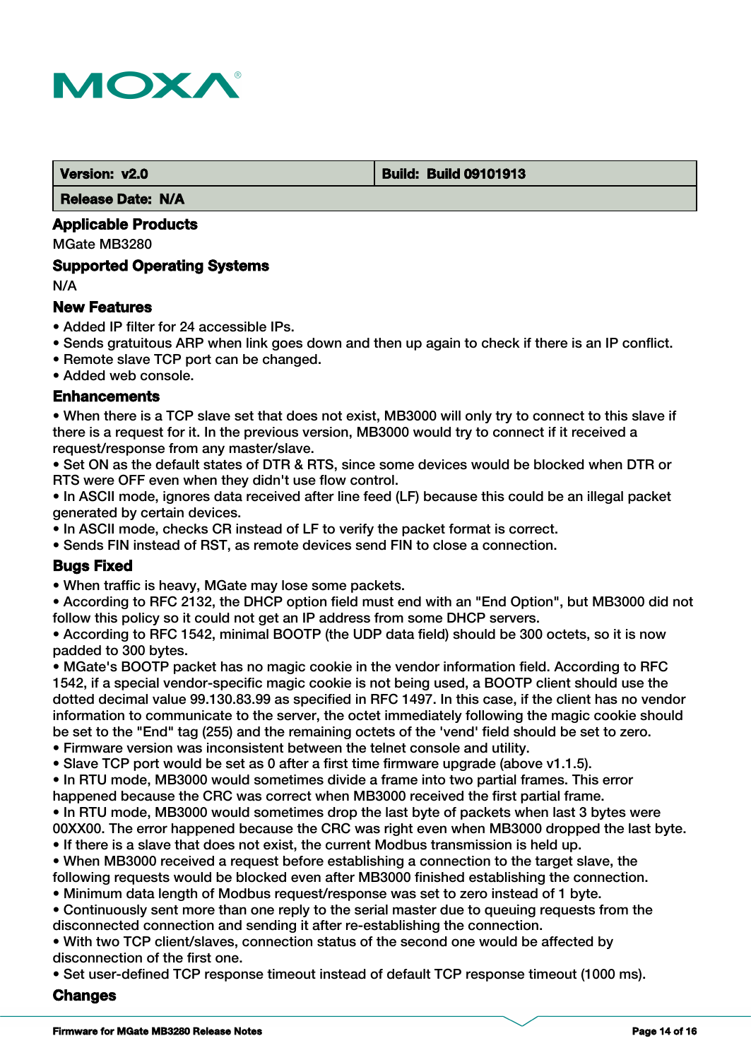| Version: v2.0 | Build: Build 09101913 |
| --- | --- |
| Release Date: N/A | |

### Applicable Products

MGate MB3280

### Supported Operating Systems

N/A

### New Features

- Added IP filter for 24 accessible IPs.
- Sends gratuitous ARP when link goes down and then up again to check if there is an IP conflict.
- Remote slave TCP port can be changed.
- Added web console.

### Enhancements

- When there is a TCP slave set that does not exist, MB3000 will only try to connect to this slave if there is a request for it. In the previous version, MB3000 would try to connect if it received a request/response from any master/slave.
- Set ON as the default states of DTR & RTS, since some devices would be blocked when DTR or RTS were OFF even when they didn't use flow control.
- In ASCII mode, ignores data received after line feed (LF) because this could be an illegal packet generated by certain devices.
- In ASCII mode, checks CR instead of LF to verify the packet format is correct.
- Sends FIN instead of RST, as remote devices send FIN to close a connection.

### Bugs Fixed

- When traffic is heavy, MGate may lose some packets.
- According to RFC 2132, the DHCP option field must end with an "End Option", but MB3000 did not follow this policy so it could not get an IP address from some DHCP servers.
- According to RFC 1542, minimal BOOTP (the UDP data field) should be 300 octets, so it is now padded to 300 bytes.
- MGate's BOOTP packet has no magic cookie in the vendor information field. According to RFC 1542, if a special vendor-specific magic cookie is not being used, a BOOTP client should use the dotted decimal value 99.130.83.99 as specified in RFC 1497. In this case, if the client has no vendor information to communicate to the server, the octet immediately following the magic cookie should be set to the "End" tag (255) and the remaining octets of the 'vend' field should be set to zero.
- Firmware version was inconsistent between the telnet console and utility.
- Slave TCP port would be set as 0 after a first time firmware upgrade (above v1.1.5).
- In RTU mode, MB3000 would sometimes divide a frame into two partial frames. This error happened because the CRC was correct when MB3000 received the first partial frame.
- In RTU mode, MB3000 would sometimes drop the last byte of packets when last 3 bytes were 00XX00. The error happened because the CRC was right even when MB3000 dropped the last byte.
- If there is a slave that does not exist, the current Modbus transmission is held up.
- When MB3000 received a request before establishing a connection to the target slave, the following requests would be blocked even after MB3000 finished establishing the connection.
- Minimum data length of Modbus request/response was set to zero instead of 1 byte.
- Continuously sent more than one reply to the serial master due to queuing requests from the disconnected connection and sending it after re-establishing the connection.
- With two TCP client/slaves, connection status of the second one would be affected by disconnection of the first one.
- Set user-defined TCP response timeout instead of default TCP response timeout (1000 ms).

### Changes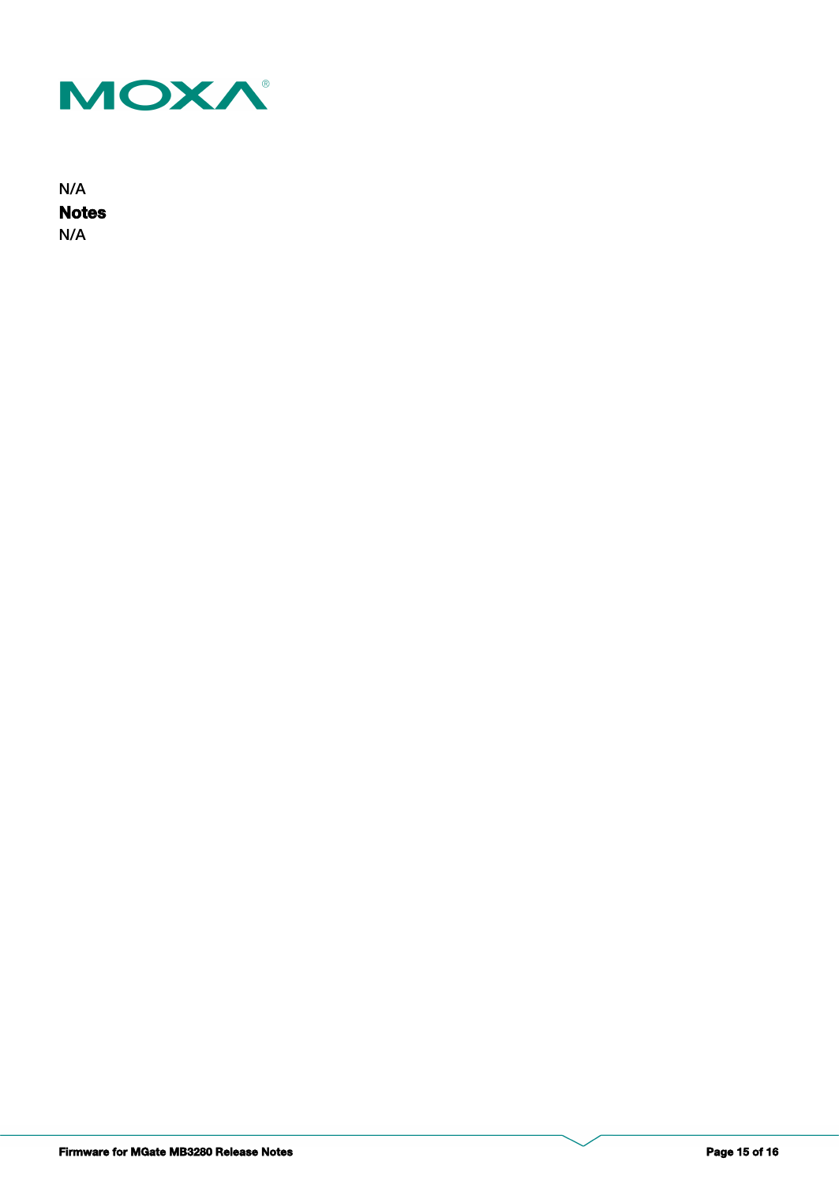N/A

**Notes**

N/A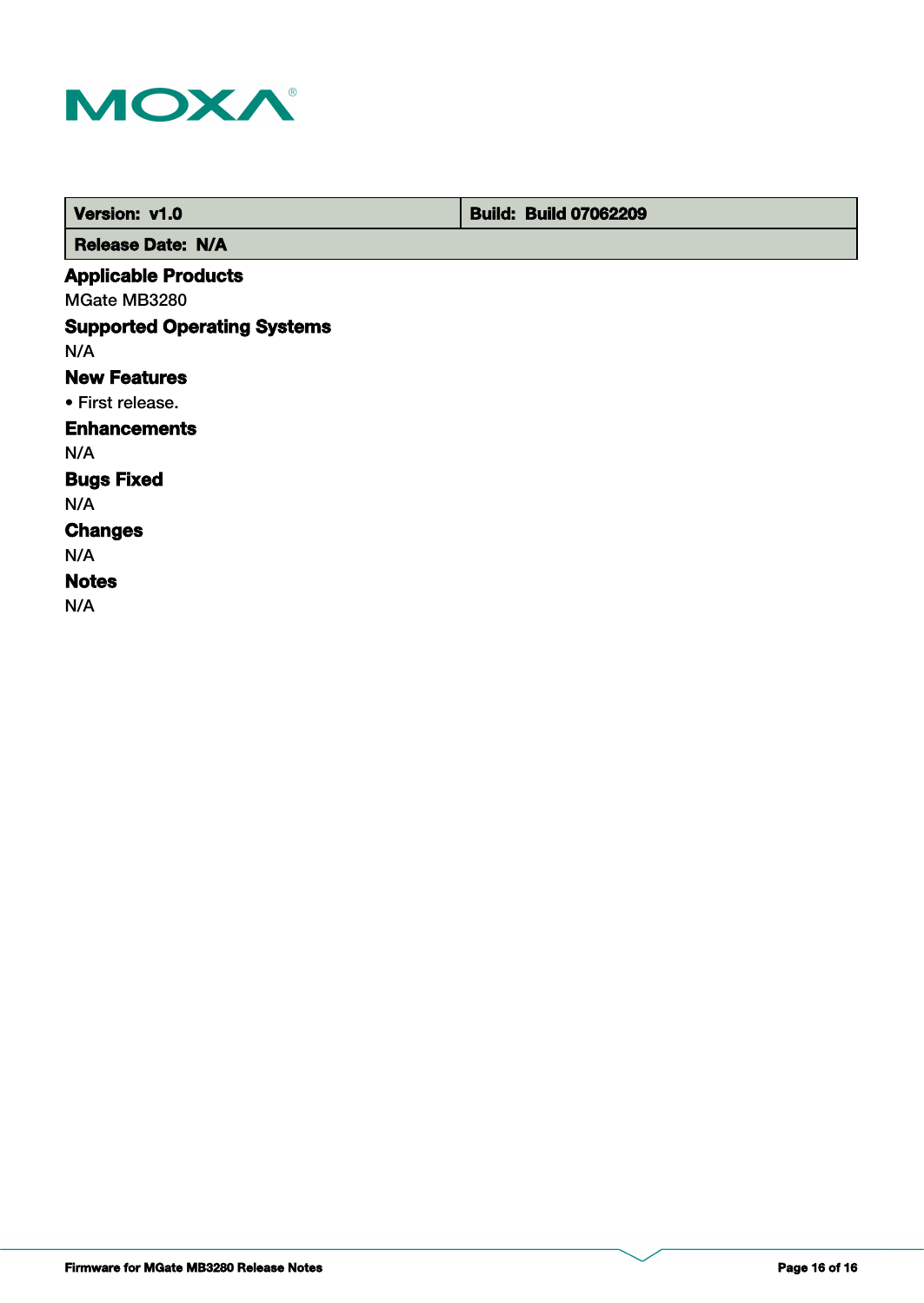| Version: v1.0 | Build: Build 07062209 |
| --- | --- |
| Release Date: N/A | |

### Applicable Products

MGate MB3280

### Supported Operating Systems

N/A

### New Features

• First release.

### Enhancements

N/A

### Bugs Fixed

N/A

### Changes

N/A

### Notes

N/A